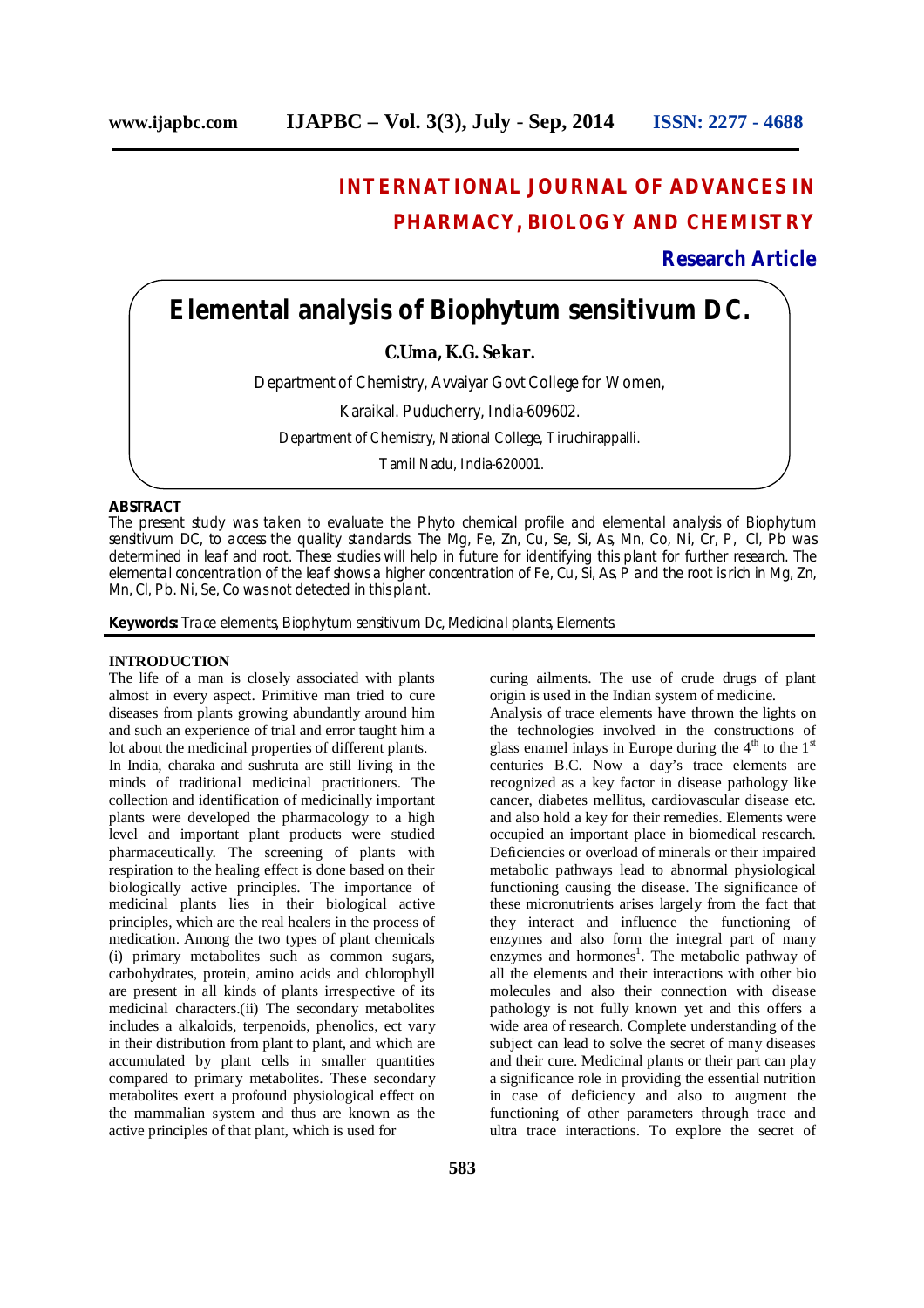# INTERNATIONAL JOURNAL OF ADVANCES IN PHARMACY, BIOLOGY AND CHEMISTRY

**Research Article**

# Elemental analysis of Biophytum sensitivum DC.

**C.Uma, K.G. Sekar.**

Department of Chemistry, Avvaiyar Govt College for Women,

Karaikal. Puducherry, India-609602.

Department of Chemistry, National College, Tiruchirappalli.

Tamil Nadu, India-620001.

## ABSTRACT

The present study was taken to evaluate the Phyto chemical profile and elemental analysis of Biophytum sensitivum DC, to access the quality standards. The Mg, Fe, Zn, Cu, Se, Si, As, Mn, Co, Ni, Cr, P, Cl, Pb was determined in leaf and root. These studies will help in future for identifying this plant for further research. The elemental concentration of the leaf shows a higher concentration of Fe, Cu, Si, As, P and the root is rich in Mg, Zn, Mn, Cl, Pb. Ni, Se, Co was not detected in this plant.

**Keywords:** Trace elements, Biophytum sensitivum Dc, Medicinal plants, Elements.

## INTRODUCTION

The life of a man is closely associated with plants almost in every aspect. Primitive man tried to cure diseases from plants growing abundantly around him and such an experience of trial and error taught him a lot about the medicinal properties of different plants.

In India, charaka and sushruta are still living in the minds of traditional medicinal practitioners. The collection and identification of medicinally important plants were developed the pharmacology to a high level and important plant products were studied pharmaceutically. The screening of plants with respiration to the healing effect is done based on their biologically active principles. The importance of medicinal plants lies in their biological active principles, which are the real healers in the process of medication. Among the two types of plant chemicals (i) primary metabolites such as common sugars, carbohydrates, protein, amino acids and chlorophyll are present in all kinds of plants irrespective of its medicinal characters.(ii) The secondary metabolites includes a alkaloids, terpenoids, phenolics, ect vary in their distribution from plant to plant, and which are accumulated by plant cells in smaller quantities compared to primary metabolites. These secondary metabolites exert a profound physiological effect on the mammalian system and thus are known as the active principles of that plant, which is used for curing ailments. The use of crude drugs of plant origin is used in the Indian system of medicine.

Analysis of trace elements have thrown the lights on the technologies involved in the constructions of glass enamel inlays in Europe during the 4th to the 1st centuries B.C. Now a day's trace elements are recognized as a key factor in disease pathology like cancer, diabetes mellitus, cardiovascular disease etc. and also hold a key for their remedies. Elements were occupied an important place in biomedical research. Deficiencies or overload of minerals or their impaired metabolic pathways lead to abnormal physiological functioning causing the disease. The significance of these micronutrients arises largely from the fact that they interact and influence the functioning of enzymes and also form the integral part of many enzymes and hormones[1]. The metabolic pathway of all the elements and their interactions with other bio molecules and also their connection with disease pathology is not fully known yet and this offers a wide area of research. Complete understanding of the subject can lead to solve the secret of many diseases and their cure. Medicinal plants or their part can play a significance role in providing the essential nutrition in case of deficiency and also to augment the functioning of other parameters through trace and ultra trace interactions. To explore the secret of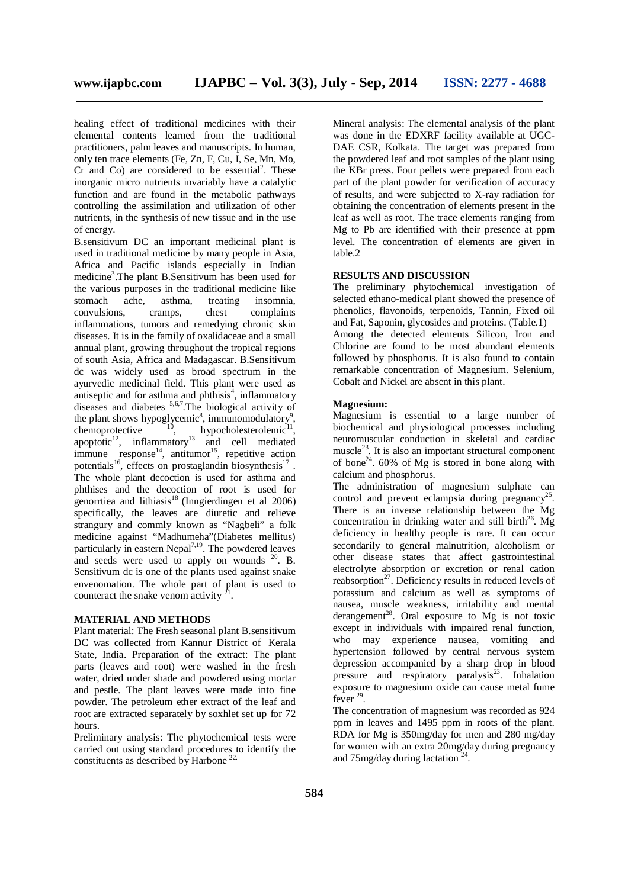healing effect of traditional medicines with their elemental contents learned from the traditional practitioners, palm leaves and manuscripts. In human, only ten trace elements (Fe, Zn, F, Cu, I, Se, Mn, Mo, Cr and Co) are considered to be essential[2]. These inorganic micro nutrients invariably have a catalytic function and are found in the metabolic pathways controlling the assimilation and utilization of other nutrients, in the synthesis of new tissue and in the use of energy.

B.sensitivum DC an important medicinal plant is used in traditional medicine by many people in Asia, Africa and Pacific islands especially in Indian medicine[3].The plant B.Sensitivum has been used for the various purposes in the traditional medicine like stomach ache, asthma, treating insomnia, convulsions, cramps, chest complaints inflammations, tumors and remedying chronic skin diseases. It is in the family of oxalidaceae and a small annual plant, growing throughout the tropical regions of south Asia, Africa and Madagascar. B.Sensitivum dc was widely used as broad spectrum in the ayurvedic medicinal field. This plant were used as antiseptic and for asthma and phthisis[4], inflammatory diseases and diabetes [5,6,7].The biological activity of the plant shows hypoglycemic[8], immunomodulatory[9], chemoprotective [10], hypocholesterolemic[11], apoptotic[12], inflammatory[13] and cell mediated immune response[14], antitumor[15], repetitive action potentials[16], effects on prostaglandin biosynthesis[17] . The whole plant decoction is used for asthma and phthises and the decoction of root is used for genorrtiea and lithiasis[18] (Inngierdingen et al 2006) specifically, the leaves are diuretic and relieve strangury and commly known as "Nagbeli" a folk medicine against "Madhumeha"(Diabetes mellitus) particularly in eastern Nepal[7,19]. The powdered leaves and seeds were used to apply on wounds [20]. B. Sensitivum dc is one of the plants used against snake envenomation. The whole part of plant is used to counteract the snake venom activity [21].

## MATERIAL AND METHODS

Plant material: The Fresh seasonal plant B.sensitivum DC was collected from Kannur District of Kerala State, India. Preparation of the extract: The plant parts (leaves and root) were washed in the fresh water, dried under shade and powdered using mortar and pestle. The plant leaves were made into fine powder. The petroleum ether extract of the leaf and root are extracted separately by soxhlet set up for 72 hours.

Preliminary analysis: The phytochemical tests were carried out using standard procedures to identify the constituents as described by Harbone [22.]

Mineral analysis: The elemental analysis of the plant was done in the EDXRF facility available at UGC-DAE CSR, Kolkata. The target was prepared from the powdered leaf and root samples of the plant using the KBr press. Four pellets were prepared from each part of the plant powder for verification of accuracy of results, and were subjected to X-ray radiation for obtaining the concentration of elements present in the leaf as well as root. The trace elements ranging from Mg to Pb are identified with their presence at ppm level. The concentration of elements are given in table.2

## RESULTS AND DISCUSSION

The preliminary phytochemical investigation of selected ethano-medical plant showed the presence of phenolics, flavonoids, terpenoids, Tannin, Fixed oil and Fat, Saponin, glycosides and proteins. (Table.1)

Among the detected elements Silicon, Iron and Chlorine are found to be most abundant elements followed by phosphorus. It is also found to contain remarkable concentration of Magnesium. Selenium, Cobalt and Nickel are absent in this plant.

### Magnesium:

Magnesium is essential to a large number of biochemical and physiological processes including neuromuscular conduction in skeletal and cardiac muscle[23]. It is also an important structural component of bone[24]. 60% of Mg is stored in bone along with calcium and phosphorus.

The administration of magnesium sulphate can control and prevent eclampsia during pregnancy[25]. There is an inverse relationship between the Mg concentration in drinking water and still birth[26]. Mg deficiency in healthy people is rare. It can occur secondarily to general malnutrition, alcoholism or other disease states that affect gastrointestinal electrolyte absorption or excretion or renal cation reabsorption[27]. Deficiency results in reduced levels of potassium and calcium as well as symptoms of nausea, muscle weakness, irritability and mental derangement[28]. Oral exposure to Mg is not toxic except in individuals with impaired renal function, who may experience nausea, vomiting and hypertension followed by central nervous system depression accompanied by a sharp drop in blood pressure and respiratory paralysis[23]. Inhalation exposure to magnesium oxide can cause metal fume fever [29].

The concentration of magnesium was recorded as 924 ppm in leaves and 1495 ppm in roots of the plant. RDA for Mg is 350mg/day for men and 280 mg/day for women with an extra 20mg/day during pregnancy and 75mg/day during lactation [24].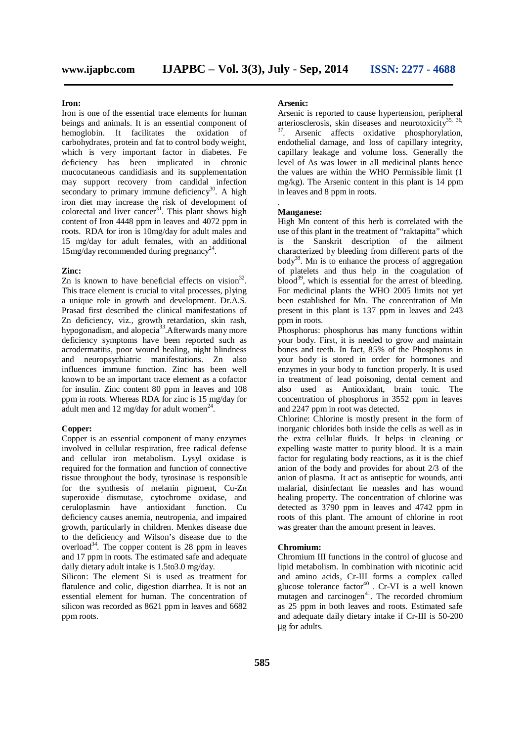### Iron:

Iron is one of the essential trace elements for human beings and animals. It is an essential component of hemoglobin. It facilitates the oxidation of carbohydrates, protein and fat to control body weight, which is very important factor in diabetes. Fe deficiency has been implicated in chronic mucocutaneous candidiasis and its supplementation may support recovery from candidal infection secondary to primary immune deficiency[30]. A high iron diet may increase the risk of development of colorectal and liver cancer[31]. This plant shows high content of Iron 4448 ppm in leaves and 4072 ppm in roots. RDA for iron is 10mg/day for adult males and 15 mg/day for adult females, with an additional 15mg/day recommended during pregnancy[24].

### Zinc:

Zn is known to have beneficial effects on vision[32]. This trace element is crucial to vital processes, plying a unique role in growth and development. Dr.A.S. Prasad first described the clinical manifestations of Zn deficiency, viz., growth retardation, skin rash, hypogonadism, and alopecia[33].Afterwards many more deficiency symptoms have been reported such as acrodermatitis, poor wound healing, night blindness and neuropsychiatric manifestations. Zn also influences immune function. Zinc has been well known to be an important trace element as a cofactor for insulin. Zinc content 80 ppm in leaves and 108 ppm in roots. Whereas RDA for zinc is 15 mg/day for adult men and 12 mg/day for adult women[24].

### Copper:

Copper is an essential component of many enzymes involved in cellular respiration, free radical defense and cellular iron metabolism. Lysyl oxidase is required for the formation and function of connective tissue throughout the body, tyrosinase is responsible for the synthesis of melanin pigment, Cu-Zn superoxide dismutase, cytochrome oxidase, and ceruloplasmin have antioxidant function. Cu deficiency causes anemia, neutropenia, and impaired growth, particularly in children. Menkes disease due to the deficiency and Wilson's disease due to the overload[34]. The copper content is 28 ppm in leaves and 17 ppm in roots. The estimated safe and adequate daily dietary adult intake is 1.5to3.0 mg/day.

Silicon: The element Si is used as treatment for flatulence and colic, digestion diarrhea. It is not an essential element for human. The concentration of silicon was recorded as 8621 ppm in leaves and 6682 ppm roots.

### Arsenic:

Arsenic is reported to cause hypertension, peripheral arteriosclerosis, skin diseases and neurotoxicity[35, 36, 37]. Arsenic affects oxidative phosphorylation, endothelial damage, and loss of capillary integrity, capillary leakage and volume loss. Generally the level of As was lower in all medicinal plants hence the values are within the WHO Permissible limit (1 mg/kg). The Arsenic content in this plant is 14 ppm in leaves and 8 ppm in roots.

.

### Manganese:

High Mn content of this herb is correlated with the use of this plant in the treatment of "raktapitta" which is the Sanskrit description of the ailment characterized by bleeding from different parts of the body[38]. Mn is to enhance the process of aggregation of platelets and thus help in the coagulation of blood[39], which is essential for the arrest of bleeding. For medicinal plants the WHO 2005 limits not yet been established for Mn. The concentration of Mn present in this plant is 137 ppm in leaves and 243 ppm in roots.

Phosphorus: phosphorus has many functions within your body. First, it is needed to grow and maintain bones and teeth. In fact, 85% of the Phosphorus in your body is stored in order for hormones and enzymes in your body to function properly. It is used in treatment of lead poisoning, dental cement and also used as Antioxidant, brain tonic. The concentration of phosphorus in 3552 ppm in leaves and 2247 ppm in root was detected.

Chlorine: Chlorine is mostly present in the form of inorganic chlorides both inside the cells as well as in the extra cellular fluids. It helps in cleaning or expelling waste matter to purity blood. It is a main factor for regulating body reactions, as it is the chief anion of the body and provides for about 2/3 of the anion of plasma. It act as antiseptic for wounds, anti malarial, disinfectant lie measles and has wound healing property. The concentration of chlorine was detected as 3790 ppm in leaves and 4742 ppm in roots of this plant. The amount of chlorine in root was greater than the amount present in leaves.

### Chromium:

Chromium III functions in the control of glucose and lipid metabolism. In combination with nicotinic acid and amino acids, Cr-III forms a complex called glucose tolerance factor[40] . Cr-VI is a well known mutagen and carcinogen[41]. The recorded chromium as 25 ppm in both leaves and roots. Estimated safe and adequate daily dietary intake if Cr-III is 50-200 µg for adults.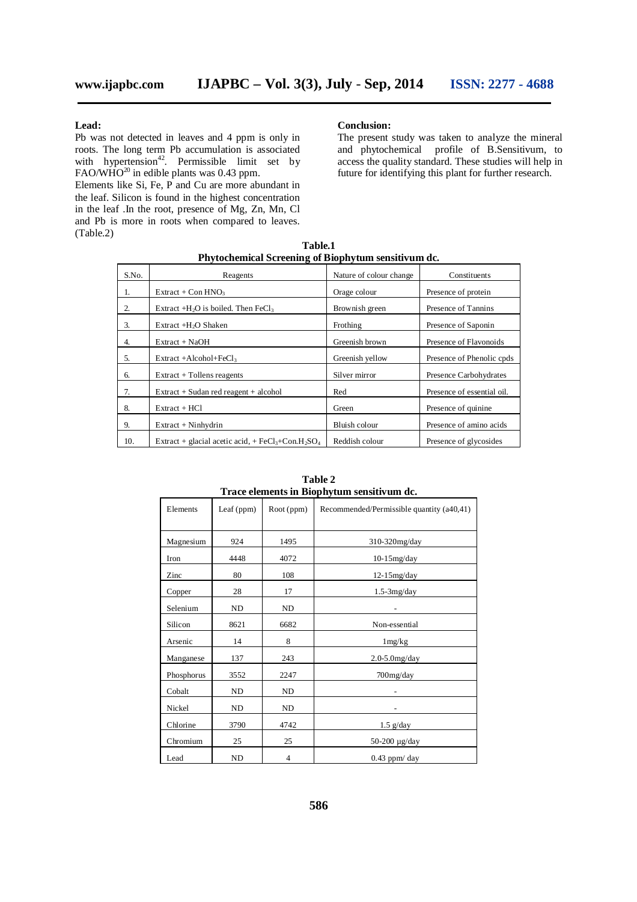**Lead:**

Pb was not detected in leaves and 4 ppm is only in roots. The long term Pb accumulation is associated with hypertension[42]. Permissible limit set by FAO/WHO[20] in edible plants was 0.43 ppm.

Elements like Si, Fe, P and Cu are more abundant in the leaf. Silicon is found in the highest concentration in the leaf .In the root, presence of Mg, Zn, Mn, Cl and Pb is more in roots when compared to leaves. (Table.2)

**Conclusion:**

The present study was taken to analyze the mineral and phytochemical profile of B.Sensitivum, to access the quality standard. These studies will help in future for identifying this plant for further research.

**Table.1**
**Phytochemical Screening of Biophytum sensitivum dc.**

| S.No. | Reagents | Nature of colour change | Constituents |
|---|---|---|---|
| 1. | Extract + Con $HNO_3$ | Orage colour | Presence of protein |
| 2. | Extract +$H_2O$ is boiled. Then $FeCl_3$ | Brownish green | Presence of Tannins |
| 3. | Extract +$H_2O$ Shaken | Frothing | Presence of Saponin |
| 4. | Extract + NaOH | Greenish brown | Presence of Flavonoids |
| 5. | Extract +Alcohol+$FeCl_3$ | Greenish yellow | Presence of Phenolic cpds |
| 6. | Extract + Tollens reagents | Silver mirror | Presence Carbohydrates |
| 7. | Extract + Sudan red reagent + alcohol | Red | Presence of essential oil. |
| 8. | Extract + HCl | Green | Presence of quinine |
| 9. | Extract + Ninhydrin | Bluish colour | Presence of amino acids |
| 10. | Extract + glacial acetic acid, + $FeCl_3$+Con.$H_2SO_4$ | Reddish colour | Presence of glycosides |

**Table 2**
**Trace elements in Biophytum sensitivum dc.**

| Elements | Leaf (ppm) | Root (ppm) | Recommended/Permissible quantity (a40,41) |
|---|---|---|---|
| Magnesium | 924 | 1495 | 310-320mg/day |
| Iron | 4448 | 4072 | 10-15mg/day |
| Zinc | 80 | 108 | 12-15mg/day |
| Copper | 28 | 17 | 1.5-3mg/day |
| Selenium | ND | ND | - |
| Silicon | 8621 | 6682 | Non-essential |
| Arsenic | 14 | 8 | 1mg/kg |
| Manganese | 137 | 243 | 2.0-5.0mg/day |
| Phosphorus | 3552 | 2247 | 700mg/day |
| Cobalt | ND | ND | - |
| Nickel | ND | ND | - |
| Chlorine | 3790 | 4742 | 1.5 g/day |
| Chromium | 25 | 25 | 50-200 µg/day |
| Lead | ND | 4 | 0.43 ppm/ day |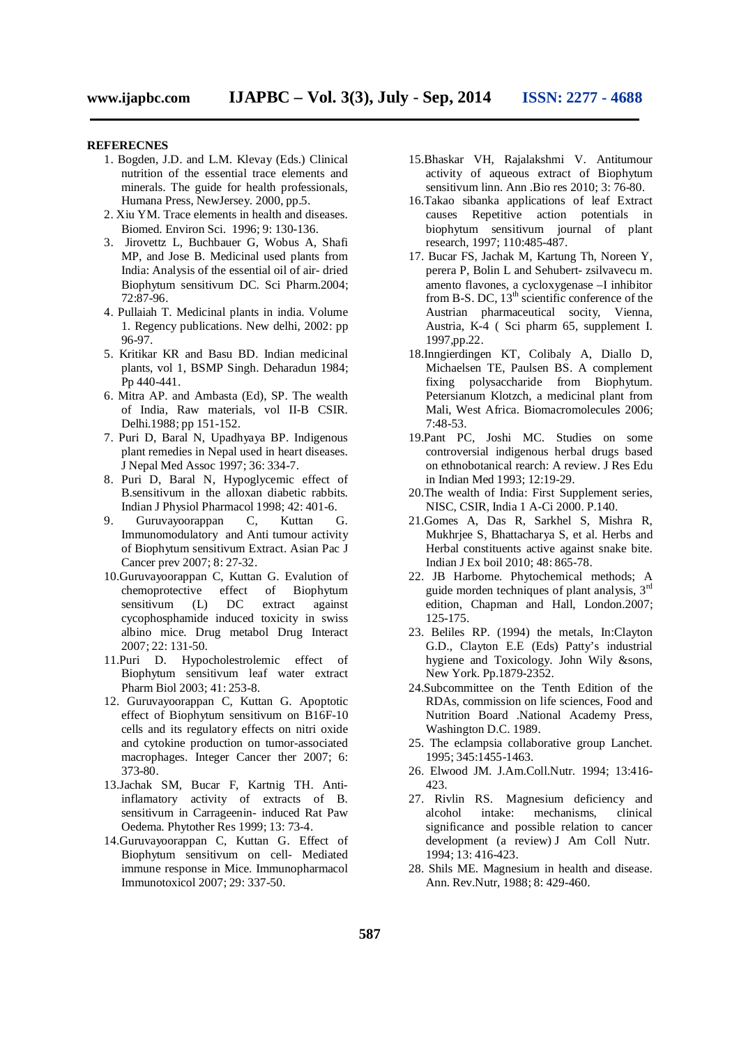**REFERECNES**

1. Bogden, J.D. and L.M. Klevay (Eds.) Clinical nutrition of the essential trace elements and minerals. The guide for health professionals, Humana Press, NewJersey. 2000, pp.5.
2. Xiu YM. Trace elements in health and diseases. Biomed. Environ Sci. 1996; 9: 130-136.
3. Jirovettz L, Buchbauer G, Wobus A, Shafi MP, and Jose B. Medicinal used plants from India: Analysis of the essential oil of air- dried Biophytum sensitivum DC. Sci Pharm.2004; 72:87-96.
4. Pullaiah T. Medicinal plants in india. Volume 1. Regency publications. New delhi, 2002: pp 96-97.
5. Kritikar KR and Basu BD. Indian medicinal plants, vol 1, BSMP Singh. Deharadun 1984; Pp 440-441.
6. Mitra AP. and Ambasta (Ed), SP. The wealth of India, Raw materials, vol II-B CSIR. Delhi.1988; pp 151-152.
7. Puri D, Baral N, Upadhyaya BP. Indigenous plant remedies in Nepal used in heart diseases. J Nepal Med Assoc 1997; 36: 334-7.
8. Puri D, Baral N, Hypoglycemic effect of B.sensitivum in the alloxan diabetic rabbits. Indian J Physiol Pharmacol 1998; 42: 401-6.
9. Guruvayoorappan C, Kuttan G. Immunomodulatory and Anti tumour activity of Biophytum sensitivum Extract. Asian Pac J Cancer prev 2007; 8: 27-32.
10. Guruvayoorappan C, Kuttan G. Evalution of chemoprotective effect of Biophytum sensitivum (L) DC extract against cycophosphamide induced toxicity in swiss albino mice. Drug metabol Drug Interact 2007; 22: 131-50.
11. Puri D. Hypocholestrolemic effect of Biophytum sensitivum leaf water extract Pharm Biol 2003; 41: 253-8.
12. Guruvayoorappan C, Kuttan G. Apoptotic effect of Biophytum sensitivum on B16F-10 cells and its regulatory effects on nitri oxide and cytokine production on tumor-associated macrophages. Integer Cancer ther 2007; 6: 373-80.
13. Jachak SM, Bucar F, Kartnig TH. Anti-inflamatory activity of extracts of B. sensitivum in Carrageenin- induced Rat Paw Oedema. Phytother Res 1999; 13: 73-4.
14. Guruvayoorappan C, Kuttan G. Effect of Biophytum sensitivum on cell- Mediated immune response in Mice. Immunopharmacol Immunotoxicol 2007; 29: 337-50.
15. Bhaskar VH, Rajalakshmi V. Antitumour activity of aqueous extract of Biophytum sensitivum linn. Ann .Bio res 2010; 3: 76-80.
16. Takao sibanka applications of leaf Extract causes Repetitive action potentials in biophytum sensitivum journal of plant research, 1997; 110:485-487.
17. Bucar FS, Jachak M, Kartung Th, Noreen Y, perera P, Bolin L and Sehubert- zsilvavecu m. amento flavones, a cycloxygenase –I inhibitor from B-S. DC, 13th scientific conference of the Austrian pharmaceutical socity, Vienna, Austria, K-4 ( Sci pharm 65, supplement I. 1997,pp.22.
18. Inngierdingen KT, Colibaly A, Diallo D, Michaelsen TE, Paulsen BS. A complement fixing polysaccharide from Biophytum. Petersianum Klotzch, a medicinal plant from Mali, West Africa. Biomacromolecules 2006; 7:48-53.
19. Pant PC, Joshi MC. Studies on some controversial indigenous herbal drugs based on ethnobotanical rearch: A review. J Res Edu in Indian Med 1993; 12:19-29.
20. The wealth of India: First Supplement series, NISC, CSIR, India 1 A-Ci 2000. P.140.
21. Gomes A, Das R, Sarkhel S, Mishra R, Mukhrjee S, Bhattacharya S, et al. Herbs and Herbal constituents active against snake bite. Indian J Ex boil 2010; 48: 865-78.
22. JB Harborne. Phytochemical methods; A guide morden techniques of plant analysis, 3rd edition, Chapman and Hall, London.2007; 125-175.
23. Beliles RP. (1994) the metals, In:Clayton G.D., Clayton E.E (Eds) Patty's industrial hygiene and Toxicology. John Wily &sons, New York. Pp.1879-2352.
24. Subcommittee on the Tenth Edition of the RDAs, commission on life sciences, Food and Nutrition Board .National Academy Press, Washington D.C. 1989.
25. The eclampsia collaborative group Lanchet. 1995; 345:1455-1463.
26. Elwood JM. J.Am.Coll.Nutr. 1994; 13:416-423.
27. Rivlin RS. Magnesium deficiency and alcohol intake: mechanisms, clinical significance and possible relation to cancer development (a review) J Am Coll Nutr. 1994; 13: 416-423.
28. Shils ME. Magnesium in health and disease. Ann. Rev.Nutr, 1988; 8: 429-460.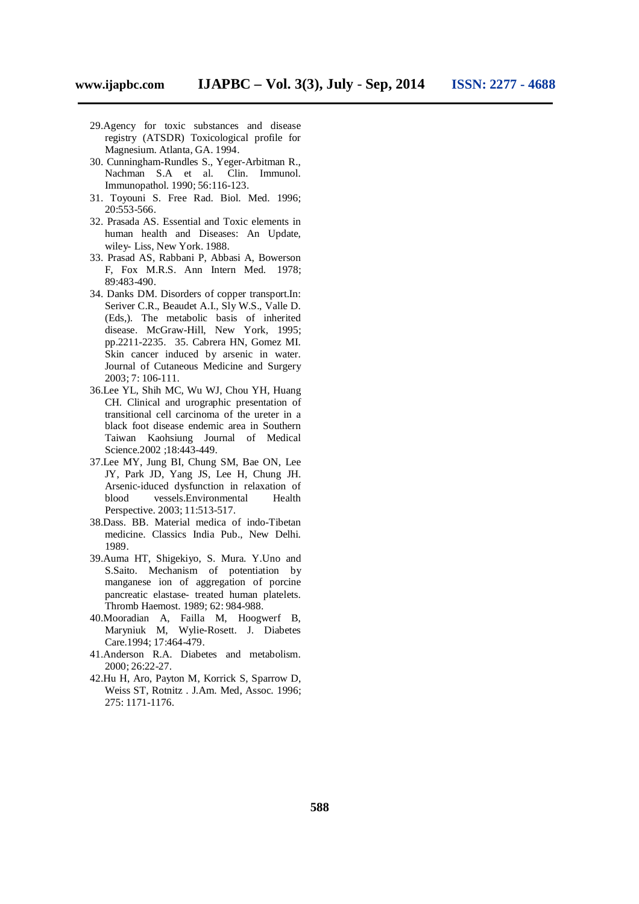29. Agency for toxic substances and disease registry (ATSDR) Toxicological profile for Magnesium. Atlanta, GA. 1994.
30. Cunningham-Rundles S., Yeger-Arbitman R., Nachman S.A et al. Clin. Immunol. Immunopathol. 1990; 56:116-123.
31. Toyouni S. Free Rad. Biol. Med. 1996; 20:553-566.
32. Prasada AS. Essential and Toxic elements in human health and Diseases: An Update, wiley- Liss, New York. 1988.
33. Prasad AS, Rabbani P, Abbasi A, Bowerson F, Fox M.R.S. Ann Intern Med. 1978; 89:483-490.
34. Danks DM. Disorders of copper transport.In: Seriver C.R., Beaudet A.I., Sly W.S., Valle D. (Eds,). The metabolic basis of inherited disease. McGraw-Hill, New York, 1995; pp.2211-2235. 35. Cabrera HN, Gomez MI. Skin cancer induced by arsenic in water. Journal of Cutaneous Medicine and Surgery 2003; 7: 106-111.
36. Lee YL, Shih MC, Wu WJ, Chou YH, Huang CH. Clinical and urographic presentation of transitional cell carcinoma of the ureter in a black foot disease endemic area in Southern Taiwan Kaohsiung Journal of Medical Science.2002 ;18:443-449.
37. Lee MY, Jung BI, Chung SM, Bae ON, Lee JY, Park JD, Yang JS, Lee H, Chung JH. Arsenic-iduced dysfunction in relaxation of blood vessels.Environmental Health Perspective. 2003; 11:513-517.
38. Dass. BB. Material medica of indo-Tibetan medicine. Classics India Pub., New Delhi. 1989.
39. Auma HT, Shigekiyo, S. Mura. Y.Uno and S.Saito. Mechanism of potentiation by manganese ion of aggregation of porcine pancreatic elastase- treated human platelets. Thromb Haemost. 1989; 62: 984-988.
40. Mooradian A, Failla M, Hoogwerf B, Maryniuk M, Wylie-Rosett. J. Diabetes Care.1994; 17:464-479.
41. Anderson R.A. Diabetes and metabolism. 2000; 26:22-27.
42. Hu H, Aro, Payton M, Korrick S, Sparrow D, Weiss ST, Rotnitz . J.Am. Med, Assoc. 1996; 275: 1171-1176.